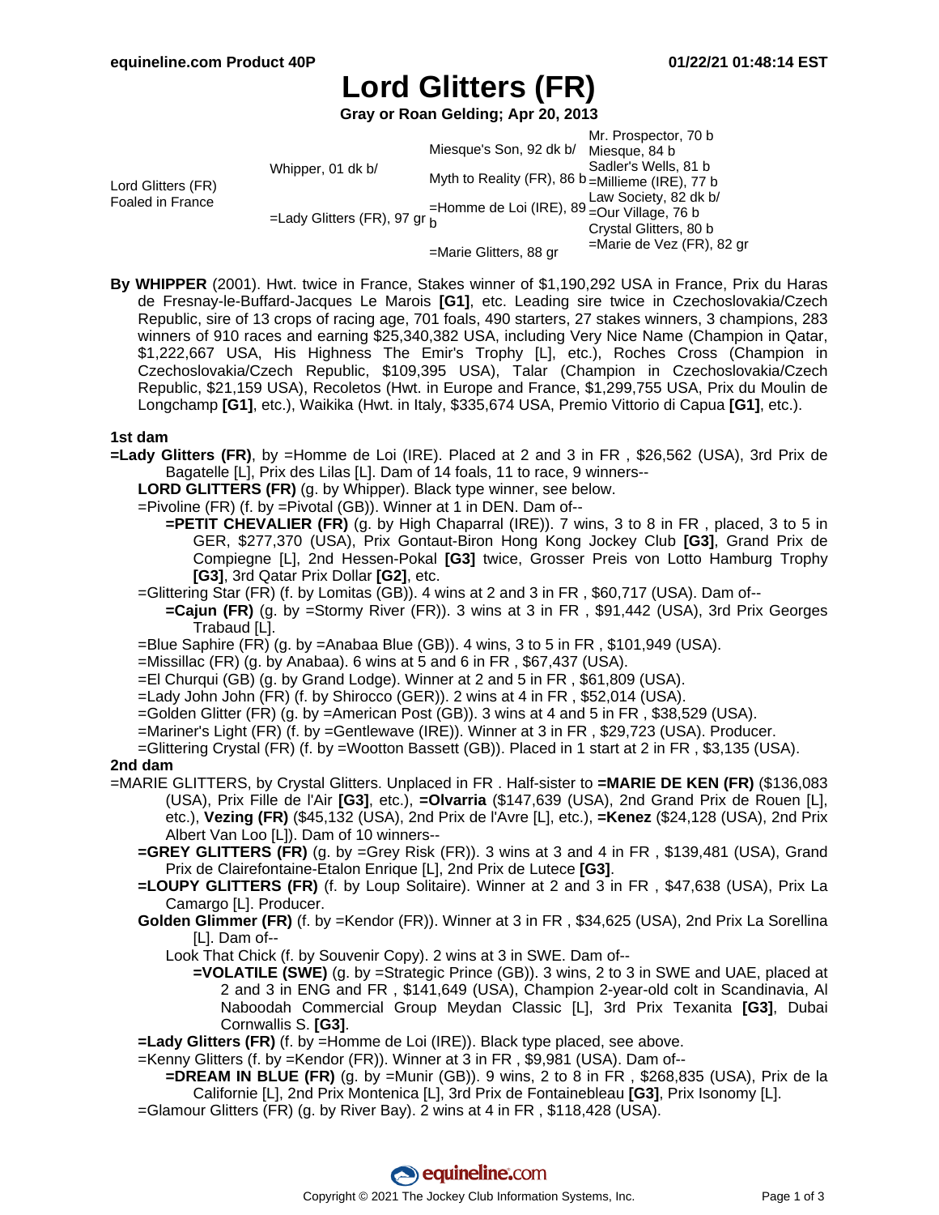equineline.com Product 40P — 01/22/21 01:48:14 EST

# Lord Glitters (FR)

**Gray or Roan Gelding; Apr 20, 2013**

| | | | |
|---|---|---|---|
| Lord Glitters (FR) Foaled in France | Whipper, 01 dk b/ | Miesque's Son, 92 dk b/ | Mr. Prospector, 70 b |
| | | | Miesque, 84 b |
| | | Myth to Reality (FR), 86 b | Sadler's Wells, 81 b |
| | | | =Millieme (IRE), 77 b |
| | =Lady Glitters (FR), 97 gr | =Homme de Loi (IRE), 89 b | Law Society, 82 dk b/ |
| | | | =Our Village, 76 b |
| | | =Marie Glitters, 88 gr | Crystal Glitters, 80 b |
| | | | =Marie de Vez (FR), 82 gr |

**By WHIPPER** (2001). Hwt. twice in France, Stakes winner of $1,190,292 USA in France, Prix du Haras de Fresnay-le-Buffard-Jacques Le Marois **[G1]**, etc. Leading sire twice in Czechoslovakia/Czech Republic, sire of 13 crops of racing age, 701 foals, 490 starters, 27 stakes winners, 3 champions, 283 winners of 910 races and earning $25,340,382 USA, including Very Nice Name (Champion in Qatar, $1,222,667 USA, His Highness The Emir's Trophy [L], etc.), Roches Cross (Champion in Czechoslovakia/Czech Republic, $109,395 USA), Talar (Champion in Czechoslovakia/Czech Republic, $21,159 USA), Recoletos (Hwt. in Europe and France, $1,299,755 USA, Prix du Moulin de Longchamp **[G1]**, etc.), Waikika (Hwt. in Italy, $335,674 USA, Premio Vittorio di Capua **[G1]**, etc.).

## 1st dam

**=Lady Glitters (FR)**, by =Homme de Loi (IRE). Placed at 2 and 3 in FR , $26,562 (USA), 3rd Prix de Bagatelle [L], Prix des Lilas [L]. Dam of 14 foals, 11 to race, 9 winners--

- **LORD GLITTERS (FR)** (g. by Whipper). Black type winner, see below.
- =Pivoline (FR) (f. by =Pivotal (GB)). Winner at 1 in DEN. Dam of--
  - **=PETIT CHEVALIER (FR)** (g. by High Chaparral (IRE)). 7 wins, 3 to 8 in FR , placed, 3 to 5 in GER, $277,370 (USA), Prix Gontaut-Biron Hong Kong Jockey Club **[G3]**, Grand Prix de Compiegne [L], 2nd Hessen-Pokal **[G3]** twice, Grosser Preis von Lotto Hamburg Trophy **[G3]**, 3rd Qatar Prix Dollar **[G2]**, etc.
- =Glittering Star (FR) (f. by Lomitas (GB)). 4 wins at 2 and 3 in FR , $60,717 (USA). Dam of--
  - **=Cajun (FR)** (g. by =Stormy River (FR)). 3 wins at 3 in FR , $91,442 (USA), 3rd Prix Georges Trabaud [L].
- =Blue Saphire (FR) (g. by =Anabaa Blue (GB)). 4 wins, 3 to 5 in FR , $101,949 (USA).
- =Missillac (FR) (g. by Anabaa). 6 wins at 5 and 6 in FR , $67,437 (USA).
- =El Churqui (GB) (g. by Grand Lodge). Winner at 2 and 5 in FR , $61,809 (USA).
- =Lady John John (FR) (f. by Shirocco (GER)). 2 wins at 4 in FR , $52,014 (USA).
- =Golden Glitter (FR) (g. by =American Post (GB)). 3 wins at 4 and 5 in FR , $38,529 (USA).
- =Mariner's Light (FR) (f. by =Gentlewave (IRE)). Winner at 3 in FR , $29,723 (USA). Producer.
- =Glittering Crystal (FR) (f. by =Wootton Bassett (GB)). Placed in 1 start at 2 in FR , $3,135 (USA).

## 2nd dam

=MARIE GLITTERS, by Crystal Glitters. Unplaced in FR . Half-sister to **=MARIE DE KEN (FR)** ($136,083 (USA), Prix Fille de l'Air **[G3]**, etc.), **=Olvarria** ($147,639 (USA), 2nd Grand Prix de Rouen [L], etc.), **Vezing (FR)** ($45,132 (USA), 2nd Prix de l'Avre [L], etc.), **=Kenez** ($24,128 (USA), 2nd Prix Albert Van Loo [L]). Dam of 10 winners--

- **=GREY GLITTERS (FR)** (g. by =Grey Risk (FR)). 3 wins at 3 and 4 in FR , $139,481 (USA), Grand Prix de Clairefontaine-Etalon Enrique [L], 2nd Prix de Lutece **[G3]**.
- **=LOUPY GLITTERS (FR)** (f. by Loup Solitaire). Winner at 2 and 3 in FR , $47,638 (USA), Prix La Camargo [L]. Producer.
- **Golden Glimmer (FR)** (f. by =Kendor (FR)). Winner at 3 in FR , $34,625 (USA), 2nd Prix La Sorellina [L]. Dam of--
  - Look That Chick (f. by Souvenir Copy). 2 wins at 3 in SWE. Dam of--
    - **=VOLATILE (SWE)** (g. by =Strategic Prince (GB)). 3 wins, 2 to 3 in SWE and UAE, placed at 2 and 3 in ENG and FR , $141,649 (USA), Champion 2-year-old colt in Scandinavia, Al Naboodah Commercial Group Meydan Classic [L], 3rd Prix Texanita **[G3]**, Dubai Cornwallis S. **[G3]**.
- **=Lady Glitters (FR)** (f. by =Homme de Loi (IRE)). Black type placed, see above.
- =Kenny Glitters (f. by =Kendor (FR)). Winner at 3 in FR , $9,981 (USA). Dam of--
  - **=DREAM IN BLUE (FR)** (g. by =Munir (GB)). 9 wins, 2 to 8 in FR , $268,835 (USA), Prix de la Californie [L], 2nd Prix Montenica [L], 3rd Prix de Fontainebleau **[G3]**, Prix Isonomy [L].
- =Glamour Glitters (FR) (g. by River Bay). 2 wins at 4 in FR , $118,428 (USA).

Copyright © 2021 The Jockey Club Information Systems, Inc.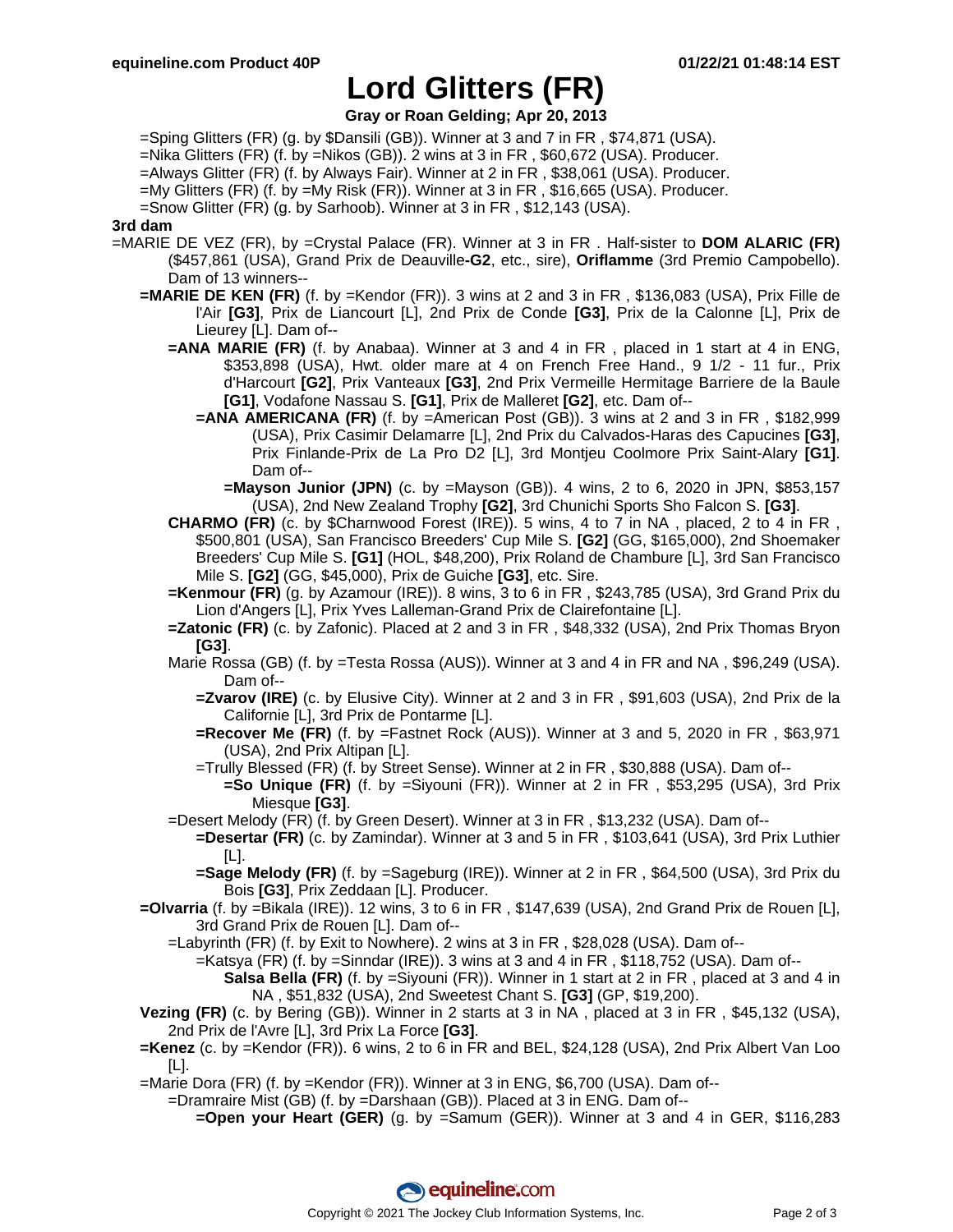# Lord Glitters (FR)

**Gray or Roan Gelding; Apr 20, 2013**

=Sping Glitters (FR) (g. by $Dansili (GB)). Winner at 3 and 7 in FR , $74,871 (USA).
=Nika Glitters (FR) (f. by =Nikos (GB)). 2 wins at 3 in FR , $60,672 (USA). Producer.
=Always Glitter (FR) (f. by Always Fair). Winner at 2 in FR , $38,061 (USA). Producer.
=My Glitters (FR) (f. by =My Risk (FR)). Winner at 3 in FR , $16,665 (USA). Producer.
=Snow Glitter (FR) (g. by Sarhoob). Winner at 3 in FR , $12,143 (USA).

**3rd dam**

=MARIE DE VEZ (FR), by =Crystal Palace (FR). Winner at 3 in FR . Half-sister to **DOM ALARIC (FR)** ($457,861 (USA), Grand Prix de Deauville**-G2**, etc., sire), **Oriflamme** (3rd Premio Campobello). Dam of 13 winners--

**=MARIE DE KEN (FR)** (f. by =Kendor (FR)). 3 wins at 2 and 3 in FR , $136,083 (USA), Prix Fille de l'Air **[G3]**, Prix de Liancourt [L], 2nd Prix de Conde **[G3]**, Prix de la Calonne [L], Prix de Lieurey [L]. Dam of--

**=ANA MARIE (FR)** (f. by Anabaa). Winner at 3 and 4 in FR , placed in 1 start at 4 in ENG, $353,898 (USA), Hwt. older mare at 4 on French Free Hand., 9 1/2 - 11 fur., Prix d'Harcourt **[G2]**, Prix Vanteaux **[G3]**, 2nd Prix Vermeille Hermitage Barriere de la Baule **[G1]**, Vodafone Nassau S. **[G1]**, Prix de Malleret **[G2]**, etc. Dam of--

**=ANA AMERICANA (FR)** (f. by =American Post (GB)). 3 wins at 2 and 3 in FR , $182,999 (USA), Prix Casimir Delamarre [L], 2nd Prix du Calvados-Haras des Capucines **[G3]**, Prix Finlande-Prix de La Pro D2 [L], 3rd Montjeu Coolmore Prix Saint-Alary **[G1]**. Dam of--

**=Mayson Junior (JPN)** (c. by =Mayson (GB)). 4 wins, 2 to 6, 2020 in JPN, $853,157 (USA), 2nd New Zealand Trophy **[G2]**, 3rd Chunichi Sports Sho Falcon S. **[G3]**.

**CHARMO (FR)** (c. by $Charnwood Forest (IRE)). 5 wins, 4 to 7 in NA , placed, 2 to 4 in FR , $500,801 (USA), San Francisco Breeders' Cup Mile S. **[G2]** (GG, $165,000), 2nd Shoemaker Breeders' Cup Mile S. **[G1]** (HOL, $48,200), Prix Roland de Chambure [L], 3rd San Francisco Mile S. **[G2]** (GG, $45,000), Prix de Guiche **[G3]**, etc. Sire.

**=Kenmour (FR)** (g. by Azamour (IRE)). 8 wins, 3 to 6 in FR , $243,785 (USA), 3rd Grand Prix du Lion d'Angers [L], Prix Yves Lalleman-Grand Prix de Clairefontaine [L].

**=Zatonic (FR)** (c. by Zafonic). Placed at 2 and 3 in FR , $48,332 (USA), 2nd Prix Thomas Bryon **[G3]**.

Marie Rossa (GB) (f. by =Testa Rossa (AUS)). Winner at 3 and 4 in FR and NA , $96,249 (USA). Dam of--

**=Zvarov (IRE)** (c. by Elusive City). Winner at 2 and 3 in FR , $91,603 (USA), 2nd Prix de la Californie [L], 3rd Prix de Pontarme [L].

**=Recover Me (FR)** (f. by =Fastnet Rock (AUS)). Winner at 3 and 5, 2020 in FR , $63,971 (USA), 2nd Prix Altipan [L].

=Trully Blessed (FR) (f. by Street Sense). Winner at 2 in FR , $30,888 (USA). Dam of--

**=So Unique (FR)** (f. by =Siyouni (FR)). Winner at 2 in FR , $53,295 (USA), 3rd Prix Miesque **[G3]**.

=Desert Melody (FR) (f. by Green Desert). Winner at 3 in FR , $13,232 (USA). Dam of--

**=Desertar (FR)** (c. by Zamindar). Winner at 3 and 5 in FR , $103,641 (USA), 3rd Prix Luthier [L].

**=Sage Melody (FR)** (f. by =Sageburg (IRE)). Winner at 2 in FR , $64,500 (USA), 3rd Prix du Bois **[G3]**, Prix Zeddaan [L]. Producer.

**=Olvarria** (f. by =Bikala (IRE)). 12 wins, 3 to 6 in FR , $147,639 (USA), 2nd Grand Prix de Rouen [L], 3rd Grand Prix de Rouen [L]. Dam of--

=Labyrinth (FR) (f. by Exit to Nowhere). 2 wins at 3 in FR , $28,028 (USA). Dam of--

=Katsya (FR) (f. by =Sinndar (IRE)). 3 wins at 3 and 4 in FR , $118,752 (USA). Dam of--

**Salsa Bella (FR)** (f. by =Siyouni (FR)). Winner in 1 start at 2 in FR , placed at 3 and 4 in NA , $51,832 (USA), 2nd Sweetest Chant S. **[G3]** (GP, $19,200).

**Vezing (FR)** (c. by Bering (GB)). Winner in 2 starts at 3 in NA , placed at 3 in FR , $45,132 (USA), 2nd Prix de l'Avre [L], 3rd Prix La Force **[G3]**.

**=Kenez** (c. by =Kendor (FR)). 6 wins, 2 to 6 in FR and BEL, $24,128 (USA), 2nd Prix Albert Van Loo [L].

=Marie Dora (FR) (f. by =Kendor (FR)). Winner at 3 in ENG, $6,700 (USA). Dam of--

=Dramraire Mist (GB) (f. by =Darshaan (GB)). Placed at 3 in ENG. Dam of--

**=Open your Heart (GER)** (g. by =Samum (GER)). Winner at 3 and 4 in GER, $116,283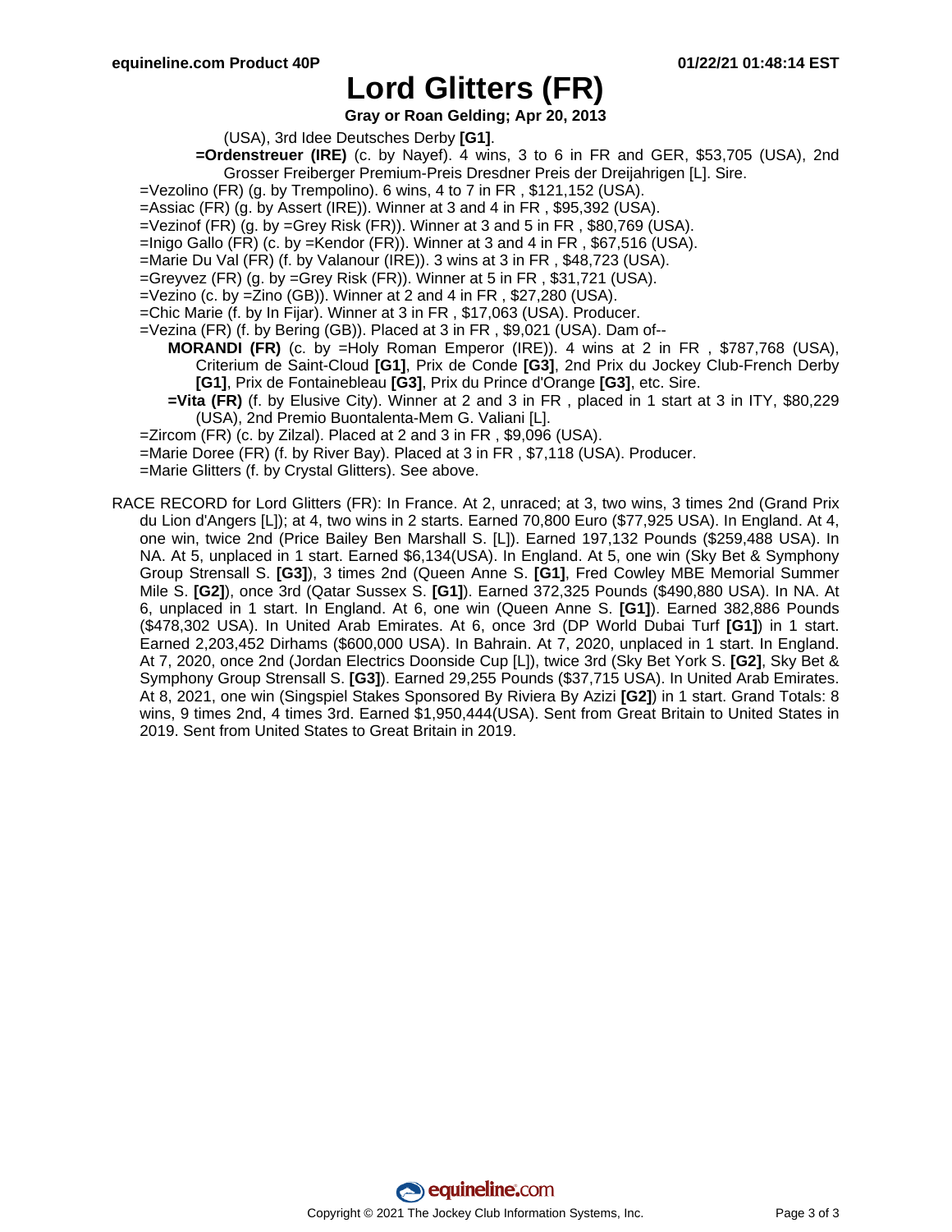# Lord Glitters (FR)

**Gray or Roan Gelding; Apr 20, 2013**

(USA), 3rd Idee Deutsches Derby **[G1]**.

**=Ordenstreuer (IRE)** (c. by Nayef). 4 wins, 3 to 6 in FR and GER, $53,705 (USA), 2nd Grosser Freiberger Premium-Preis Dresdner Preis der Dreijahrigen [L]. Sire.

=Vezolino (FR) (g. by Trempolino). 6 wins, 4 to 7 in FR , $121,152 (USA).

=Assiac (FR) (g. by Assert (IRE)). Winner at 3 and 4 in FR , $95,392 (USA).

=Vezinof (FR) (g. by =Grey Risk (FR)). Winner at 3 and 5 in FR , $80,769 (USA).

=Inigo Gallo (FR) (c. by =Kendor (FR)). Winner at 3 and 4 in FR , $67,516 (USA).

=Marie Du Val (FR) (f. by Valanour (IRE)). 3 wins at 3 in FR , $48,723 (USA).

=Greyvez (FR) (g. by =Grey Risk (FR)). Winner at 5 in FR , $31,721 (USA).

=Vezino (c. by =Zino (GB)). Winner at 2 and 4 in FR , $27,280 (USA).

=Chic Marie (f. by In Fijar). Winner at 3 in FR , $17,063 (USA). Producer.

=Vezina (FR) (f. by Bering (GB)). Placed at 3 in FR , $9,021 (USA). Dam of--

**MORANDI (FR)** (c. by =Holy Roman Emperor (IRE)). 4 wins at 2 in FR , $787,768 (USA), Criterium de Saint-Cloud **[G1]**, Prix de Conde **[G3]**, 2nd Prix du Jockey Club-French Derby **[G1]**, Prix de Fontainebleau **[G3]**, Prix du Prince d'Orange **[G3]**, etc. Sire.

**=Vita (FR)** (f. by Elusive City). Winner at 2 and 3 in FR , placed in 1 start at 3 in ITY, $80,229 (USA), 2nd Premio Buontalenta-Mem G. Valiani [L].

=Zircom (FR) (c. by Zilzal). Placed at 2 and 3 in FR , $9,096 (USA).

=Marie Doree (FR) (f. by River Bay). Placed at 3 in FR , $7,118 (USA). Producer.

=Marie Glitters (f. by Crystal Glitters). See above.

RACE RECORD for Lord Glitters (FR): In France. At 2, unraced; at 3, two wins, 3 times 2nd (Grand Prix du Lion d'Angers [L]); at 4, two wins in 2 starts. Earned 70,800 Euro ($77,925 USA). In England. At 4, one win, twice 2nd (Price Bailey Ben Marshall S. [L]). Earned 197,132 Pounds ($259,488 USA). In NA. At 5, unplaced in 1 start. Earned $6,134(USA). In England. At 5, one win (Sky Bet & Symphony Group Strensall S. **[G3]**), 3 times 2nd (Queen Anne S. **[G1]**, Fred Cowley MBE Memorial Summer Mile S. **[G2]**), once 3rd (Qatar Sussex S. **[G1]**). Earned 372,325 Pounds ($490,880 USA). In NA. At 6, unplaced in 1 start. In England. At 6, one win (Queen Anne S. **[G1]**). Earned 382,886 Pounds ($478,302 USA). In United Arab Emirates. At 6, once 3rd (DP World Dubai Turf **[G1]**) in 1 start. Earned 2,203,452 Dirhams ($600,000 USA). In Bahrain. At 7, 2020, unplaced in 1 start. In England. At 7, 2020, once 2nd (Jordan Electrics Doonside Cup [L]), twice 3rd (Sky Bet York S. **[G2]**, Sky Bet & Symphony Group Strensall S. **[G3]**). Earned 29,255 Pounds ($37,715 USA). In United Arab Emirates. At 8, 2021, one win (Singspiel Stakes Sponsored By Riviera By Azizi **[G2]**) in 1 start. Grand Totals: 8 wins, 9 times 2nd, 4 times 3rd. Earned $1,950,444(USA). Sent from Great Britain to United States in 2019. Sent from United States to Great Britain in 2019.